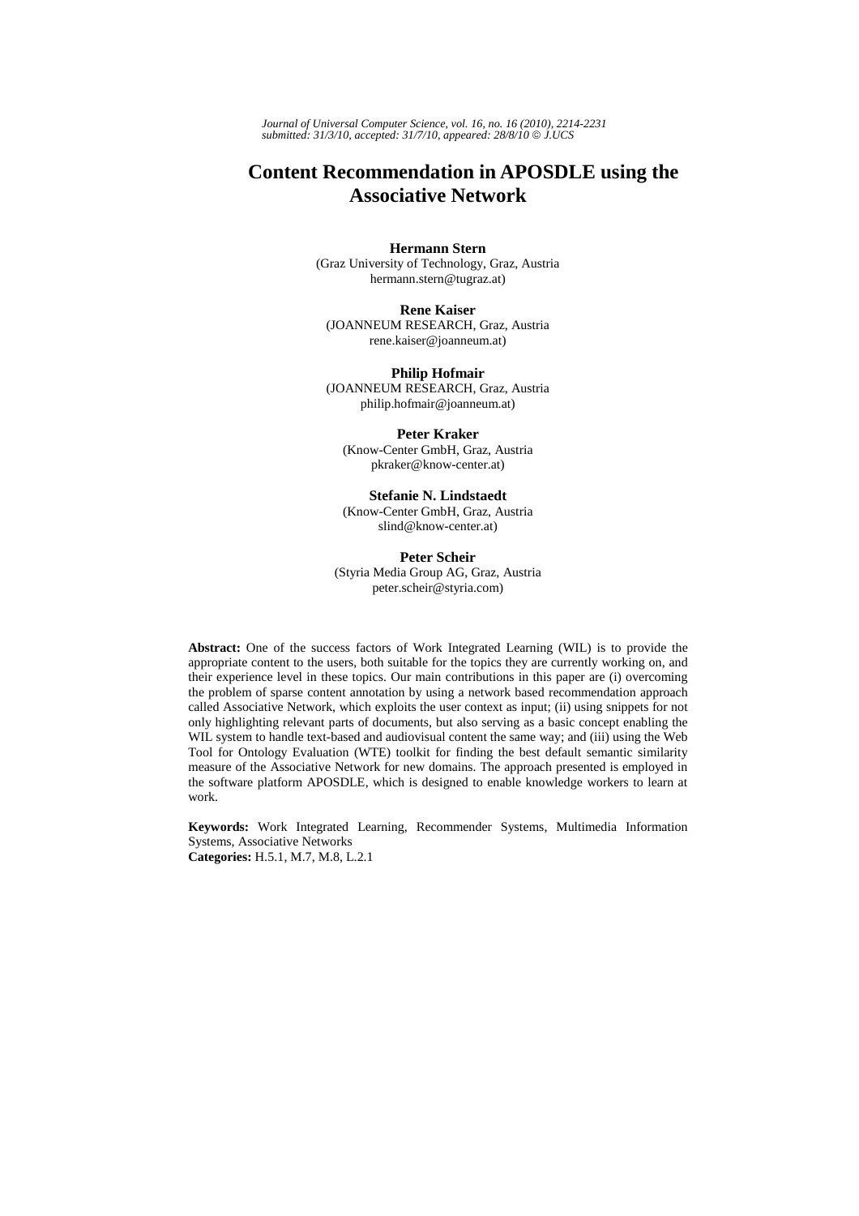# Content Recommendation in APOSDLE using the Associative Network

**Hermann Stern**
(Graz University of Technology, Graz, Austria
hermann.stern@tugraz.at)

**Rene Kaiser**
(JOANNEUM RESEARCH, Graz, Austria
rene.kaiser@joanneum.at)

**Philip Hofmair**
(JOANNEUM RESEARCH, Graz, Austria
philip.hofmair@joanneum.at)

**Peter Kraker**
(Know-Center GmbH, Graz, Austria
pkraker@know-center.at)

**Stefanie N. Lindstaedt**
(Know-Center GmbH, Graz, Austria
slind@know-center.at)

**Peter Scheir**
(Styria Media Group AG, Graz, Austria
peter.scheir@styria.com)

**Abstract:** One of the success factors of Work Integrated Learning (WIL) is to provide the appropriate content to the users, both suitable for the topics they are currently working on, and their experience level in these topics. Our main contributions in this paper are (i) overcoming the problem of sparse content annotation by using a network based recommendation approach called Associative Network, which exploits the user context as input; (ii) using snippets for not only highlighting relevant parts of documents, but also serving as a basic concept enabling the WIL system to handle text-based and audiovisual content the same way; and (iii) using the Web Tool for Ontology Evaluation (WTE) toolkit for finding the best default semantic similarity measure of the Associative Network for new domains. The approach presented is employed in the software platform APOSDLE, which is designed to enable knowledge workers to learn at work.

**Keywords:** Work Integrated Learning, Recommender Systems, Multimedia Information Systems, Associative Networks
**Categories:** H.5.1, M.7, M.8, L.2.1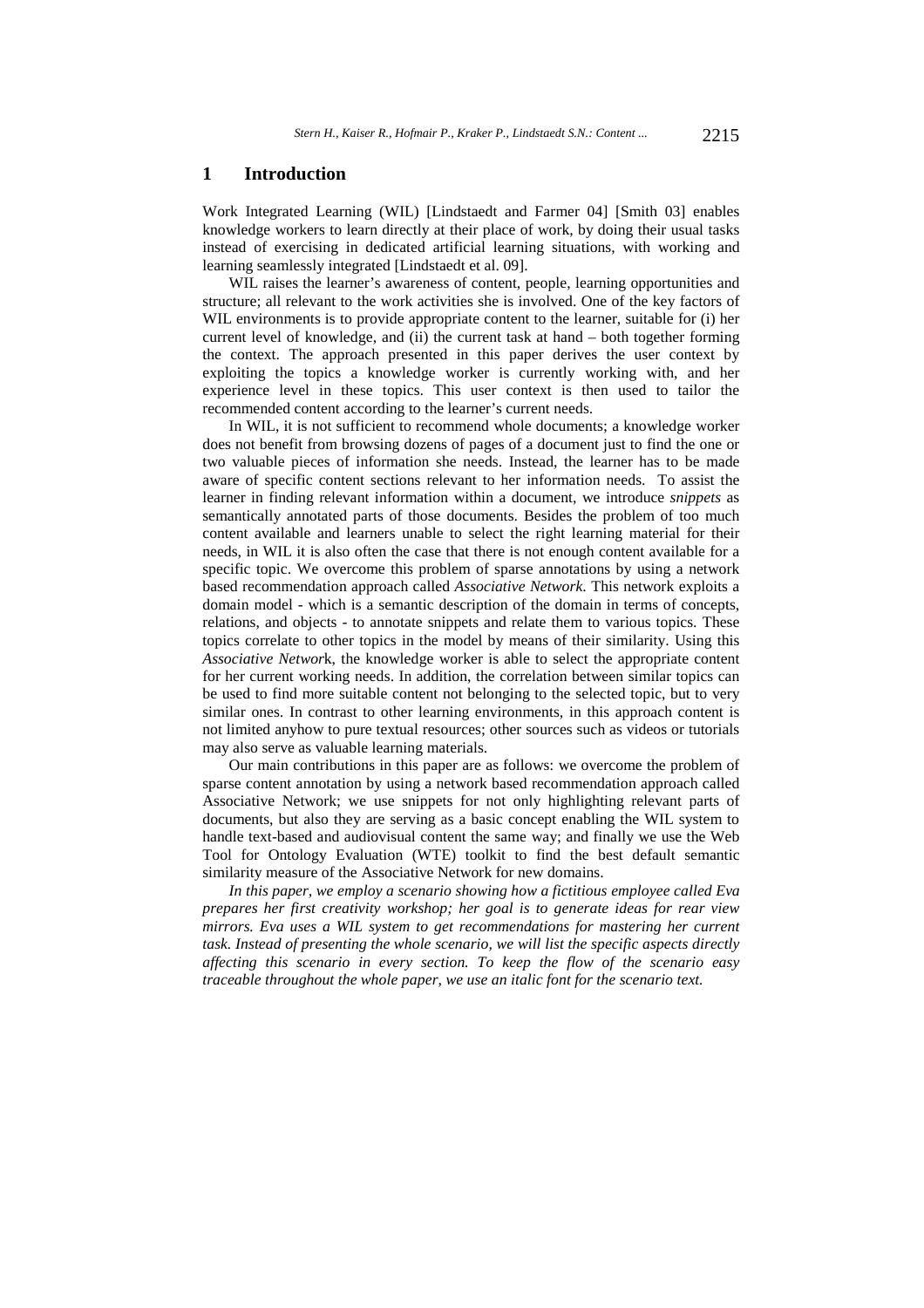## 1 Introduction

Work Integrated Learning (WIL) [Lindstaedt and Farmer 04] [Smith 03] enables knowledge workers to learn directly at their place of work, by doing their usual tasks instead of exercising in dedicated artificial learning situations, with working and learning seamlessly integrated [Lindstaedt et al. 09].

WIL raises the learner's awareness of content, people, learning opportunities and structure; all relevant to the work activities she is involved. One of the key factors of WIL environments is to provide appropriate content to the learner, suitable for (i) her current level of knowledge, and (ii) the current task at hand – both together forming the context. The approach presented in this paper derives the user context by exploiting the topics a knowledge worker is currently working with, and her experience level in these topics. This user context is then used to tailor the recommended content according to the learner's current needs.

In WIL, it is not sufficient to recommend whole documents; a knowledge worker does not benefit from browsing dozens of pages of a document just to find the one or two valuable pieces of information she needs. Instead, the learner has to be made aware of specific content sections relevant to her information needs. To assist the learner in finding relevant information within a document, we introduce *snippets* as semantically annotated parts of those documents. Besides the problem of too much content available and learners unable to select the right learning material for their needs, in WIL it is also often the case that there is not enough content available for a specific topic. We overcome this problem of sparse annotations by using a network based recommendation approach called *Associative Network*. This network exploits a domain model - which is a semantic description of the domain in terms of concepts, relations, and objects - to annotate snippets and relate them to various topics. These topics correlate to other topics in the model by means of their similarity. Using this *Associative Network*, the knowledge worker is able to select the appropriate content for her current working needs. In addition, the correlation between similar topics can be used to find more suitable content not belonging to the selected topic, but to very similar ones. In contrast to other learning environments, in this approach content is not limited anyhow to pure textual resources; other sources such as videos or tutorials may also serve as valuable learning materials.

Our main contributions in this paper are as follows: we overcome the problem of sparse content annotation by using a network based recommendation approach called Associative Network; we use snippets for not only highlighting relevant parts of documents, but also they are serving as a basic concept enabling the WIL system to handle text-based and audiovisual content the same way; and finally we use the Web Tool for Ontology Evaluation (WTE) toolkit to find the best default semantic similarity measure of the Associative Network for new domains.

*In this paper, we employ a scenario showing how a fictitious employee called Eva prepares her first creativity workshop; her goal is to generate ideas for rear view mirrors. Eva uses a WIL system to get recommendations for mastering her current task. Instead of presenting the whole scenario, we will list the specific aspects directly affecting this scenario in every section. To keep the flow of the scenario easy traceable throughout the whole paper, we use an italic font for the scenario text.*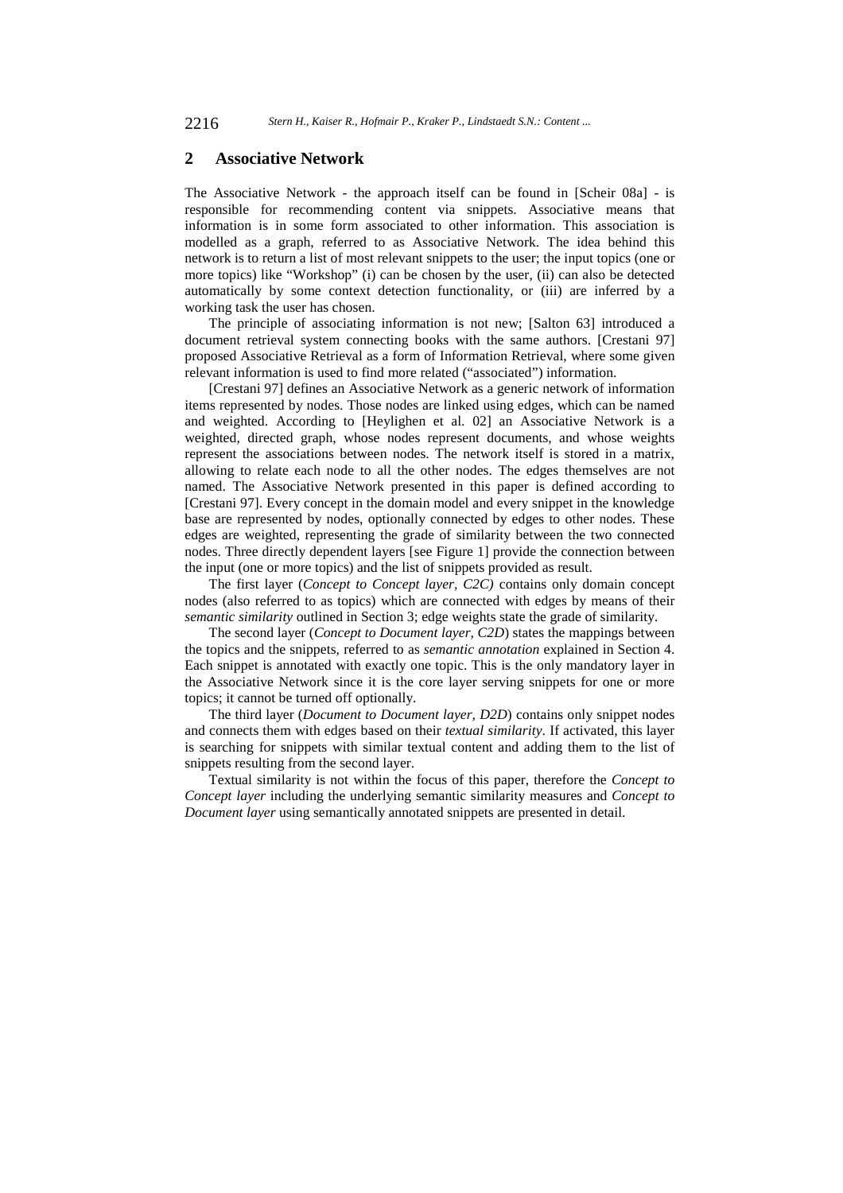## 2 Associative Network

The Associative Network - the approach itself can be found in [Scheir 08a] - is responsible for recommending content via snippets. Associative means that information is in some form associated to other information. This association is modelled as a graph, referred to as Associative Network. The idea behind this network is to return a list of most relevant snippets to the user; the input topics (one or more topics) like "Workshop" (i) can be chosen by the user, (ii) can also be detected automatically by some context detection functionality, or (iii) are inferred by a working task the user has chosen.

The principle of associating information is not new; [Salton 63] introduced a document retrieval system connecting books with the same authors. [Crestani 97] proposed Associative Retrieval as a form of Information Retrieval, where some given relevant information is used to find more related ("associated") information.

[Crestani 97] defines an Associative Network as a generic network of information items represented by nodes. Those nodes are linked using edges, which can be named and weighted. According to [Heylighen et al. 02] an Associative Network is a weighted, directed graph, whose nodes represent documents, and whose weights represent the associations between nodes. The network itself is stored in a matrix, allowing to relate each node to all the other nodes. The edges themselves are not named. The Associative Network presented in this paper is defined according to [Crestani 97]. Every concept in the domain model and every snippet in the knowledge base are represented by nodes, optionally connected by edges to other nodes. These edges are weighted, representing the grade of similarity between the two connected nodes. Three directly dependent layers [see Figure 1] provide the connection between the input (one or more topics) and the list of snippets provided as result.

The first layer (*Concept to Concept layer, C2C)* contains only domain concept nodes (also referred to as topics) which are connected with edges by means of their *semantic similarity* outlined in Section 3; edge weights state the grade of similarity.

The second layer (*Concept to Document layer, C2D*) states the mappings between the topics and the snippets, referred to as *semantic annotation* explained in Section 4. Each snippet is annotated with exactly one topic. This is the only mandatory layer in the Associative Network since it is the core layer serving snippets for one or more topics; it cannot be turned off optionally.

The third layer (*Document to Document layer, D2D*) contains only snippet nodes and connects them with edges based on their *textual similarity*. If activated, this layer is searching for snippets with similar textual content and adding them to the list of snippets resulting from the second layer.

Textual similarity is not within the focus of this paper, therefore the *Concept to Concept layer* including the underlying semantic similarity measures and *Concept to Document layer* using semantically annotated snippets are presented in detail.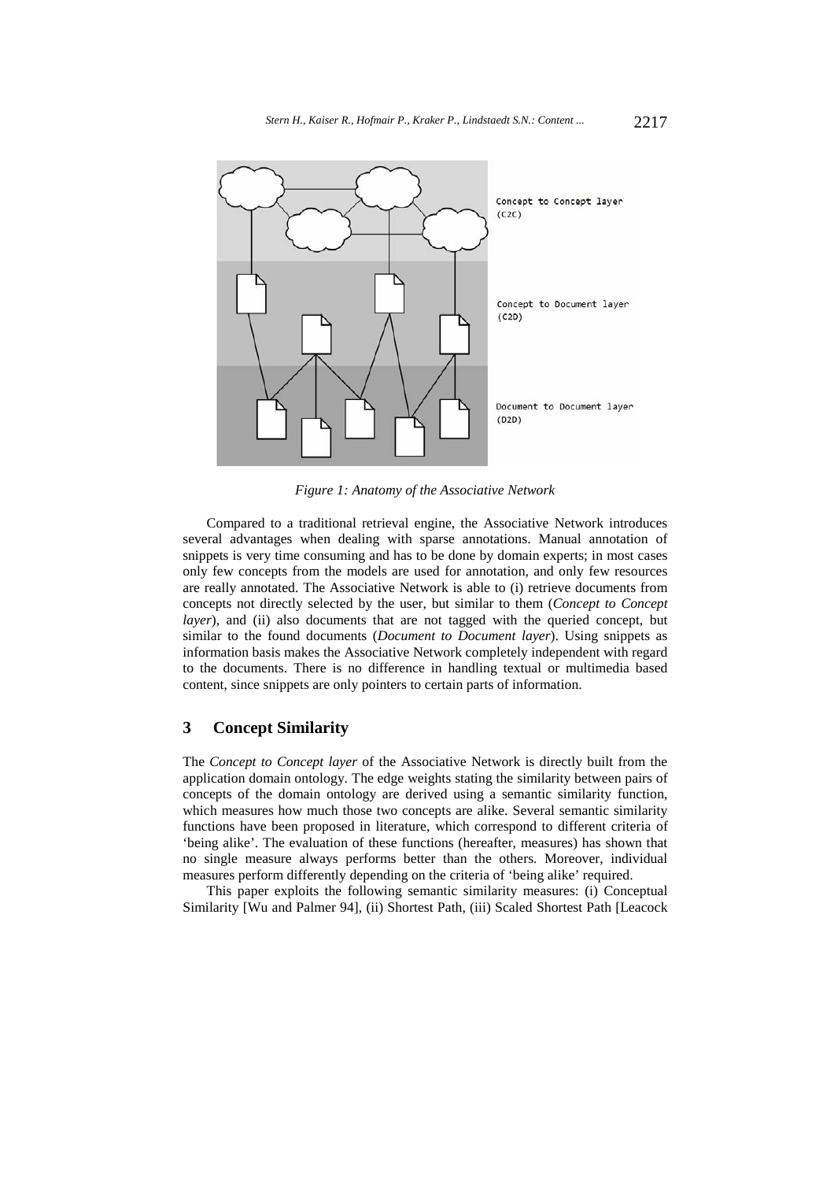Concept to Concept layer (C2C)

Concept to Document layer (C2D)

Document to Document layer (D2D)

*Figure 1: Anatomy of the Associative Network*

Compared to a traditional retrieval engine, the Associative Network introduces several advantages when dealing with sparse annotations. Manual annotation of snippets is very time consuming and has to be done by domain experts; in most cases only few concepts from the models are used for annotation, and only few resources are really annotated. The Associative Network is able to (i) retrieve documents from concepts not directly selected by the user, but similar to them (*Concept to Concept layer*), and (ii) also documents that are not tagged with the queried concept, but similar to the found documents (*Document to Document layer*). Using snippets as information basis makes the Associative Network completely independent with regard to the documents. There is no difference in handling textual or multimedia based content, since snippets are only pointers to certain parts of information.

## 3 Concept Similarity

The *Concept to Concept layer* of the Associative Network is directly built from the application domain ontology. The edge weights stating the similarity between pairs of concepts of the domain ontology are derived using a semantic similarity function, which measures how much those two concepts are alike. Several semantic similarity functions have been proposed in literature, which correspond to different criteria of 'being alike'. The evaluation of these functions (hereafter, measures) has shown that no single measure always performs better than the others. Moreover, individual measures perform differently depending on the criteria of 'being alike' required.

This paper exploits the following semantic similarity measures: (i) Conceptual Similarity [Wu and Palmer 94], (ii) Shortest Path, (iii) Scaled Shortest Path [Leacock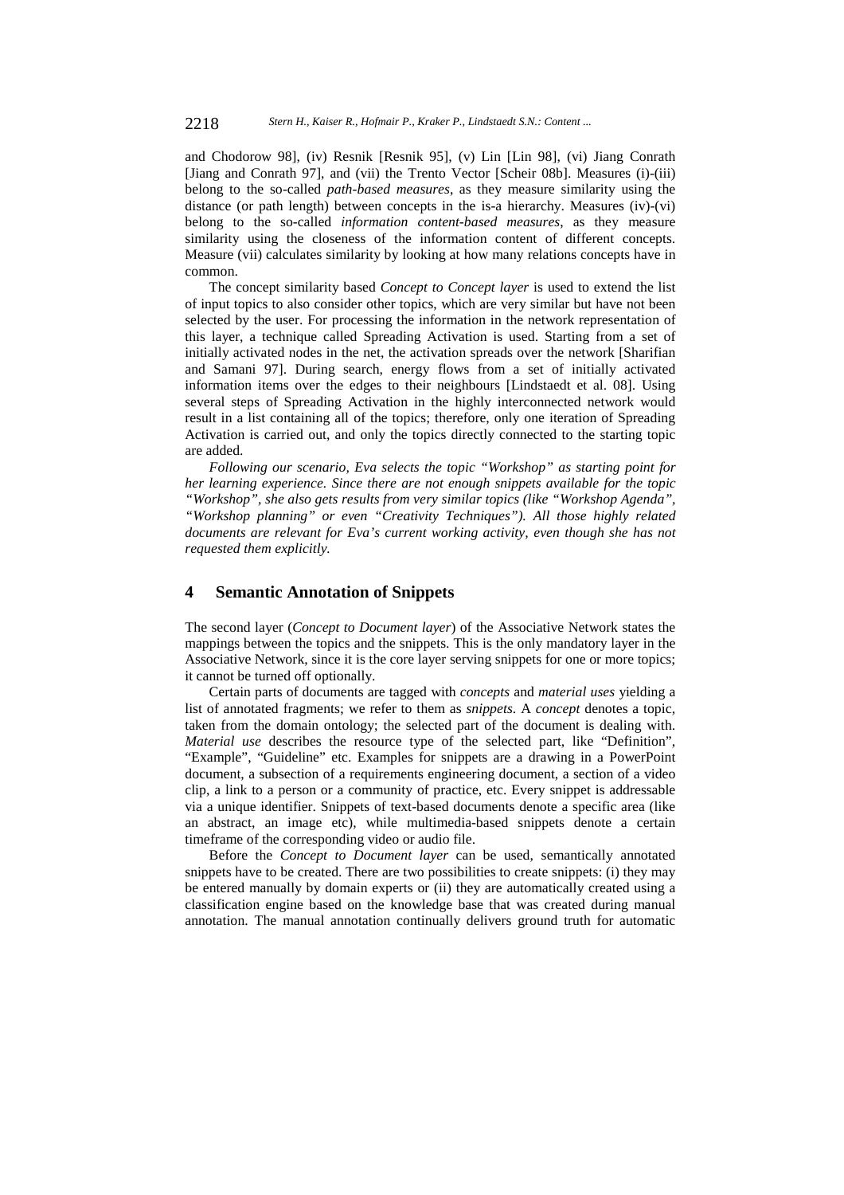and Chodorow 98], (iv) Resnik [Resnik 95], (v) Lin [Lin 98], (vi) Jiang Conrath [Jiang and Conrath 97], and (vii) the Trento Vector [Scheir 08b]. Measures (i)-(iii) belong to the so-called *path-based measures*, as they measure similarity using the distance (or path length) between concepts in the is-a hierarchy. Measures (iv)-(vi) belong to the so-called *information content-based measures*, as they measure similarity using the closeness of the information content of different concepts. Measure (vii) calculates similarity by looking at how many relations concepts have in common.

The concept similarity based *Concept to Concept layer* is used to extend the list of input topics to also consider other topics, which are very similar but have not been selected by the user. For processing the information in the network representation of this layer, a technique called Spreading Activation is used. Starting from a set of initially activated nodes in the net, the activation spreads over the network [Sharifian and Samani 97]. During search, energy flows from a set of initially activated information items over the edges to their neighbours [Lindstaedt et al. 08]. Using several steps of Spreading Activation in the highly interconnected network would result in a list containing all of the topics; therefore, only one iteration of Spreading Activation is carried out, and only the topics directly connected to the starting topic are added.

*Following our scenario, Eva selects the topic "Workshop" as starting point for her learning experience. Since there are not enough snippets available for the topic "Workshop", she also gets results from very similar topics (like "Workshop Agenda", "Workshop planning" or even "Creativity Techniques"). All those highly related documents are relevant for Eva's current working activity, even though she has not requested them explicitly.*

## 4 Semantic Annotation of Snippets

The second layer (*Concept to Document layer*) of the Associative Network states the mappings between the topics and the snippets. This is the only mandatory layer in the Associative Network, since it is the core layer serving snippets for one or more topics; it cannot be turned off optionally.

Certain parts of documents are tagged with *concepts* and *material uses* yielding a list of annotated fragments; we refer to them as *snippets*. A *concept* denotes a topic, taken from the domain ontology; the selected part of the document is dealing with. *Material use* describes the resource type of the selected part, like "Definition", "Example", "Guideline" etc. Examples for snippets are a drawing in a PowerPoint document, a subsection of a requirements engineering document, a section of a video clip, a link to a person or a community of practice, etc. Every snippet is addressable via a unique identifier. Snippets of text-based documents denote a specific area (like an abstract, an image etc), while multimedia-based snippets denote a certain timeframe of the corresponding video or audio file.

Before the *Concept to Document layer* can be used, semantically annotated snippets have to be created. There are two possibilities to create snippets: (i) they may be entered manually by domain experts or (ii) they are automatically created using a classification engine based on the knowledge base that was created during manual annotation. The manual annotation continually delivers ground truth for automatic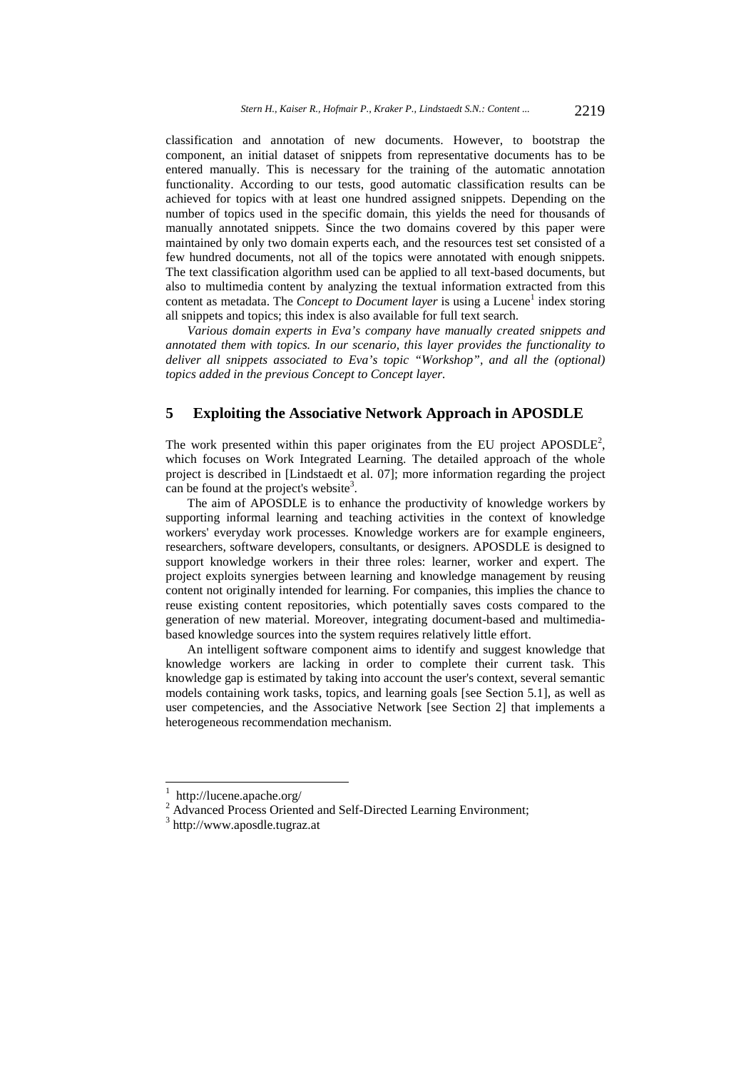classification and annotation of new documents. However, to bootstrap the component, an initial dataset of snippets from representative documents has to be entered manually. This is necessary for the training of the automatic annotation functionality. According to our tests, good automatic classification results can be achieved for topics with at least one hundred assigned snippets. Depending on the number of topics used in the specific domain, this yields the need for thousands of manually annotated snippets. Since the two domains covered by this paper were maintained by only two domain experts each, and the resources test set consisted of a few hundred documents, not all of the topics were annotated with enough snippets. The text classification algorithm used can be applied to all text-based documents, but also to multimedia content by analyzing the textual information extracted from this content as metadata. The *Concept to Document layer* is using a Lucene[1] index storing all snippets and topics; this index is also available for full text search.

*Various domain experts in Eva's company have manually created snippets and annotated them with topics. In our scenario, this layer provides the functionality to deliver all snippets associated to Eva's topic "Workshop", and all the (optional) topics added in the previous Concept to Concept layer.*

## 5 Exploiting the Associative Network Approach in APOSDLE

The work presented within this paper originates from the EU project APOSDLE[2], which focuses on Work Integrated Learning. The detailed approach of the whole project is described in [Lindstaedt et al. 07]; more information regarding the project can be found at the project's website[3].

The aim of APOSDLE is to enhance the productivity of knowledge workers by supporting informal learning and teaching activities in the context of knowledge workers' everyday work processes. Knowledge workers are for example engineers, researchers, software developers, consultants, or designers. APOSDLE is designed to support knowledge workers in their three roles: learner, worker and expert. The project exploits synergies between learning and knowledge management by reusing content not originally intended for learning. For companies, this implies the chance to reuse existing content repositories, which potentially saves costs compared to the generation of new material. Moreover, integrating document-based and multimedia-based knowledge sources into the system requires relatively little effort.

An intelligent software component aims to identify and suggest knowledge that knowledge workers are lacking in order to complete their current task. This knowledge gap is estimated by taking into account the user's context, several semantic models containing work tasks, topics, and learning goals [see Section 5.1], as well as user competencies, and the Associative Network [see Section 2] that implements a heterogeneous recommendation mechanism.

---

[1] http://lucene.apache.org/

[2] Advanced Process Oriented and Self-Directed Learning Environment;

[3] http://www.aposdle.tugraz.at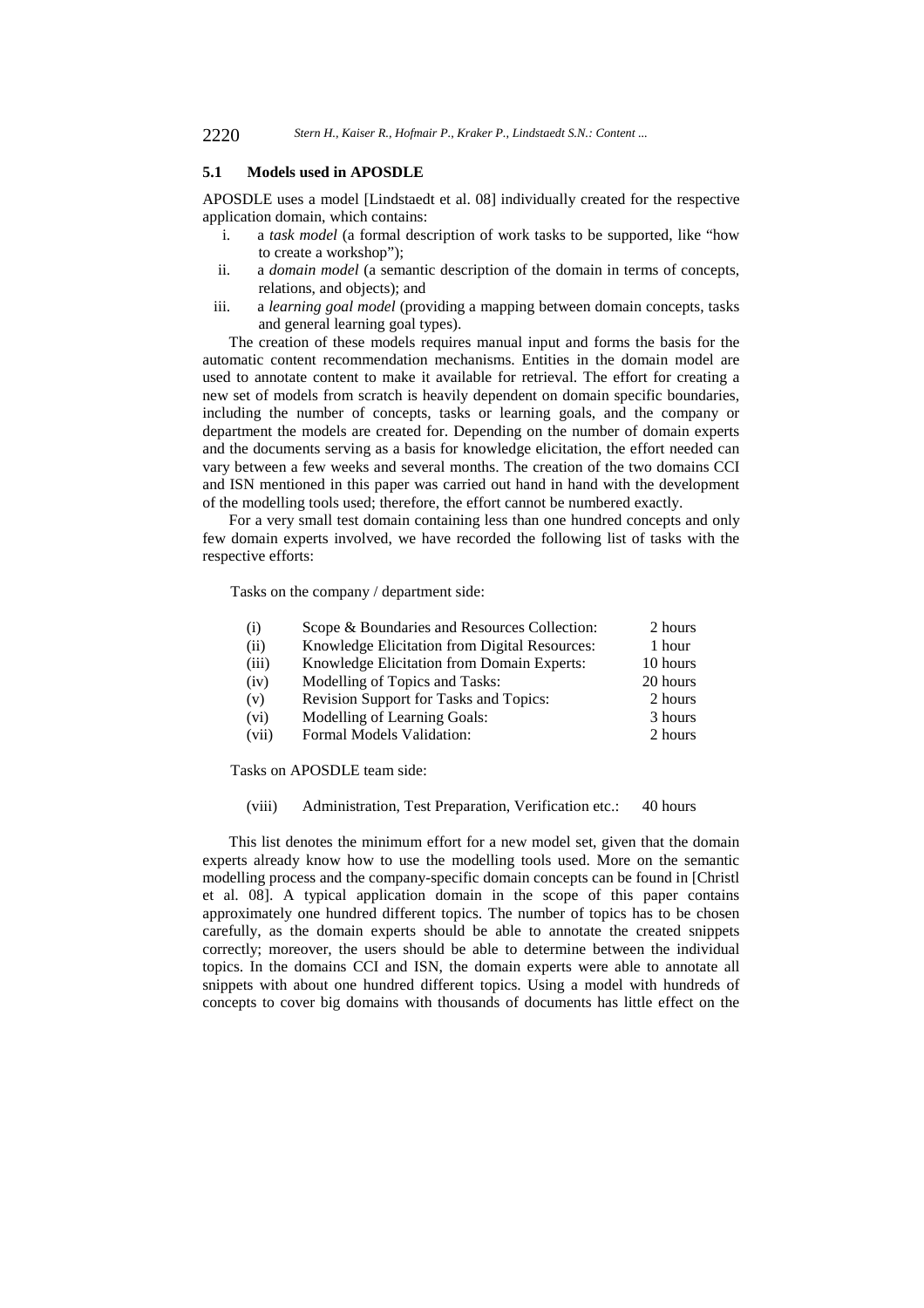### 5.1 Models used in APOSDLE

APOSDLE uses a model [Lindstaedt et al. 08] individually created for the respective application domain, which contains:

i. a *task model* (a formal description of work tasks to be supported, like "how to create a workshop");
ii. a *domain model* (a semantic description of the domain in terms of concepts, relations, and objects); and
iii. a *learning goal model* (providing a mapping between domain concepts, tasks and general learning goal types).

The creation of these models requires manual input and forms the basis for the automatic content recommendation mechanisms. Entities in the domain model are used to annotate content to make it available for retrieval. The effort for creating a new set of models from scratch is heavily dependent on domain specific boundaries, including the number of concepts, tasks or learning goals, and the company or department the models are created for. Depending on the number of domain experts and the documents serving as a basis for knowledge elicitation, the effort needed can vary between a few weeks and several months. The creation of the two domains CCI and ISN mentioned in this paper was carried out hand in hand with the development of the modelling tools used; therefore, the effort cannot be numbered exactly.

For a very small test domain containing less than one hundred concepts and only few domain experts involved, we have recorded the following list of tasks with the respective efforts:

Tasks on the company / department side:

| | | |
|---|---|---|
| (i) | Scope & Boundaries and Resources Collection: | 2 hours |
| (ii) | Knowledge Elicitation from Digital Resources: | 1 hour |
| (iii) | Knowledge Elicitation from Domain Experts: | 10 hours |
| (iv) | Modelling of Topics and Tasks: | 20 hours |
| (v) | Revision Support for Tasks and Topics: | 2 hours |
| (vi) | Modelling of Learning Goals: | 3 hours |
| (vii) | Formal Models Validation: | 2 hours |

Tasks on APOSDLE team side:

| | | |
|---|---|---|
| (viii) | Administration, Test Preparation, Verification etc.: | 40 hours |

This list denotes the minimum effort for a new model set, given that the domain experts already know how to use the modelling tools used. More on the semantic modelling process and the company-specific domain concepts can be found in [Christl et al. 08]. A typical application domain in the scope of this paper contains approximately one hundred different topics. The number of topics has to be chosen carefully, as the domain experts should be able to annotate the created snippets correctly; moreover, the users should be able to determine between the individual topics. In the domains CCI and ISN, the domain experts were able to annotate all snippets with about one hundred different topics. Using a model with hundreds of concepts to cover big domains with thousands of documents has little effect on the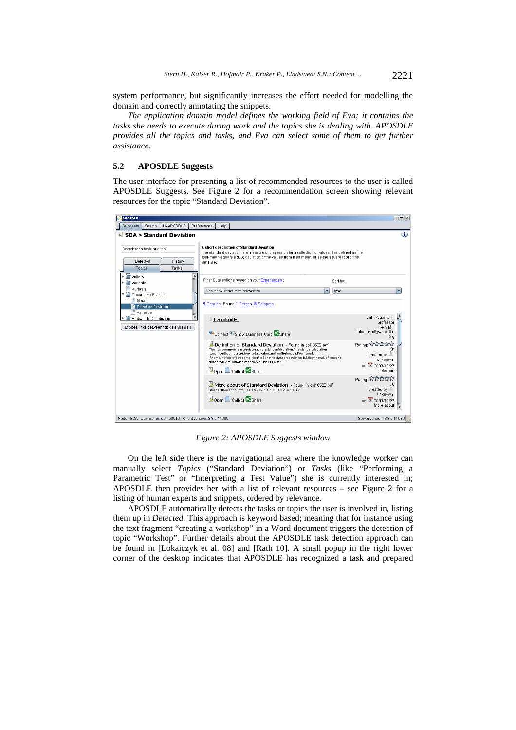system performance, but significantly increases the effort needed for modelling the domain and correctly annotating the snippets.

*The application domain model defines the working field of Eva; it contains the tasks she needs to execute during work and the topics she is dealing with. APOSDLE provides all the topics and tasks, and Eva can select some of them to get further assistance.*

### 5.2 APOSDLE Suggests

The user interface for presenting a list of recommended resources to the user is called APOSDLE Suggests. See Figure 2 for a recommendation screen showing relevant resources for the topic "Standard Deviation".

*Figure 2: APOSDLE Suggests window*

On the left side there is the navigational area where the knowledge worker can manually select *Topics* ("Standard Deviation") or *Tasks* (like "Performing a Parametric Test" or "Interpreting a Test Value") she is currently interested in; APOSDLE then provides her with a list of relevant resources – see Figure 2 for a listing of human experts and snippets, ordered by relevance.

APOSDLE automatically detects the tasks or topics the user is involved in, listing them up in *Detected*. This approach is keyword based; meaning that for instance using the text fragment "creating a workshop" in a Word document triggers the detection of topic "Workshop". Further details about the APOSDLE task detection approach can be found in [Lokaiczyk et al. 08] and [Rath 10]. A small popup in the right lower corner of the desktop indicates that APOSDLE has recognized a task and prepared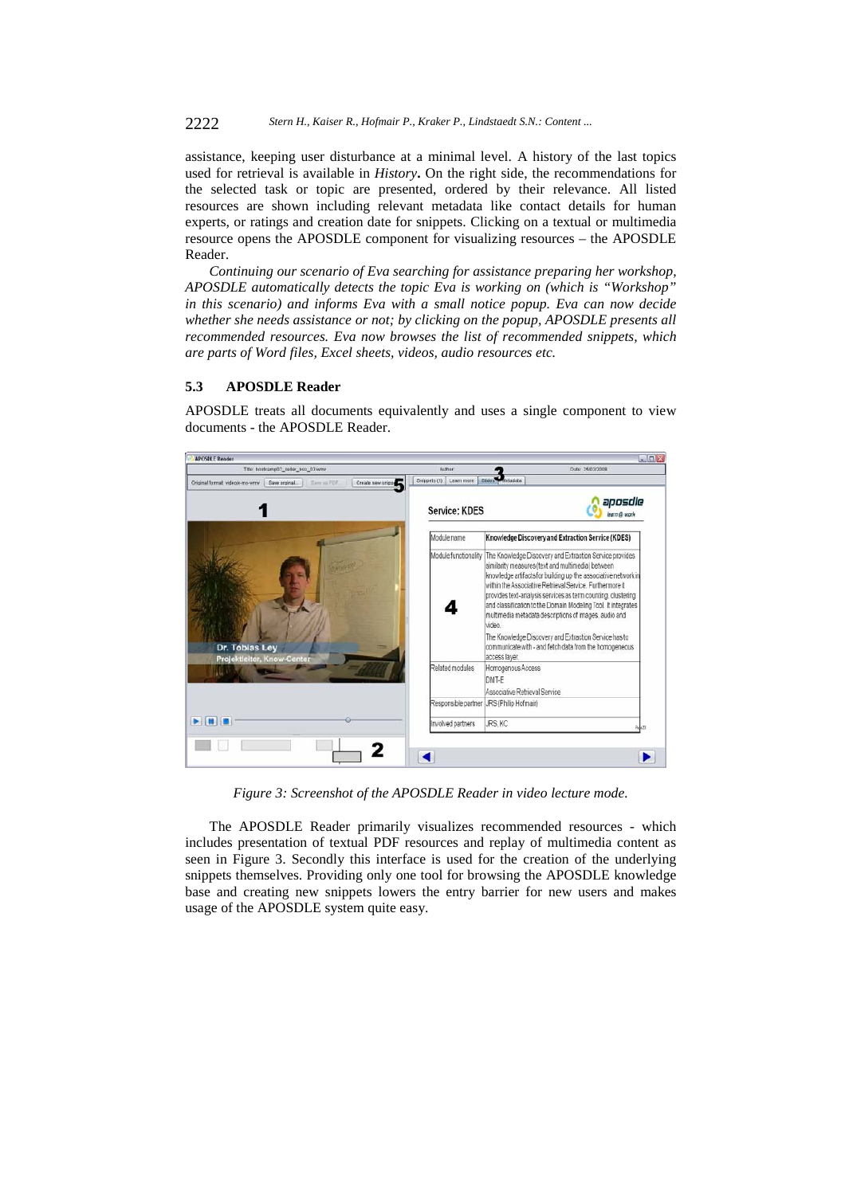assistance, keeping user disturbance at a minimal level. A history of the last topics used for retrieval is available in *History***.** On the right side, the recommendations for the selected task or topic are presented, ordered by their relevance. All listed resources are shown including relevant metadata like contact details for human experts, or ratings and creation date for snippets. Clicking on a textual or multimedia resource opens the APOSDLE component for visualizing resources – the APOSDLE Reader.

*Continuing our scenario of Eva searching for assistance preparing her workshop, APOSDLE automatically detects the topic Eva is working on (which is "Workshop" in this scenario) and informs Eva with a small notice popup. Eva can now decide whether she needs assistance or not; by clicking on the popup, APOSDLE presents all recommended resources. Eva now browses the list of recommended snippets, which are parts of Word files, Excel sheets, videos, audio resources etc.*

### 5.3 APOSDLE Reader

APOSDLE treats all documents equivalently and uses a single component to view documents - the APOSDLE Reader.

*Figure 3: Screenshot of the APOSDLE Reader in video lecture mode.*

The APOSDLE Reader primarily visualizes recommended resources - which includes presentation of textual PDF resources and replay of multimedia content as seen in Figure 3. Secondly this interface is used for the creation of the underlying snippets themselves. Providing only one tool for browsing the APOSDLE knowledge base and creating new snippets lowers the entry barrier for new users and makes usage of the APOSDLE system quite easy.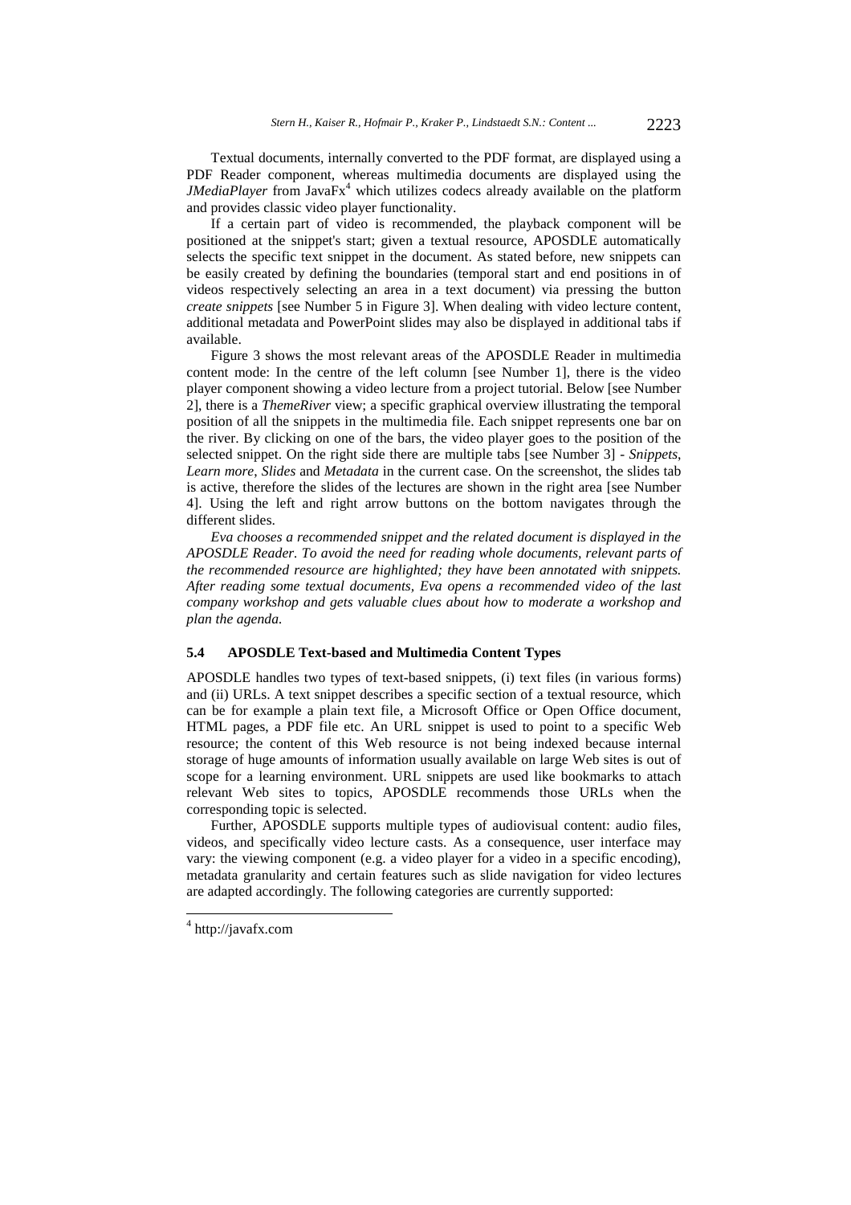Textual documents, internally converted to the PDF format, are displayed using a PDF Reader component, whereas multimedia documents are displayed using the *JMediaPlayer* from JavaFx[4] which utilizes codecs already available on the platform and provides classic video player functionality.

If a certain part of video is recommended, the playback component will be positioned at the snippet's start; given a textual resource, APOSDLE automatically selects the specific text snippet in the document. As stated before, new snippets can be easily created by defining the boundaries (temporal start and end positions in of videos respectively selecting an area in a text document) via pressing the button *create snippets* [see Number 5 in Figure 3]. When dealing with video lecture content, additional metadata and PowerPoint slides may also be displayed in additional tabs if available.

Figure 3 shows the most relevant areas of the APOSDLE Reader in multimedia content mode: In the centre of the left column [see Number 1], there is the video player component showing a video lecture from a project tutorial. Below [see Number 2], there is a *ThemeRiver* view; a specific graphical overview illustrating the temporal position of all the snippets in the multimedia file. Each snippet represents one bar on the river. By clicking on one of the bars, the video player goes to the position of the selected snippet. On the right side there are multiple tabs [see Number 3] - *Snippets*, *Learn more*, *Slides* and *Metadata* in the current case. On the screenshot, the slides tab is active, therefore the slides of the lectures are shown in the right area [see Number 4]. Using the left and right arrow buttons on the bottom navigates through the different slides.

*Eva chooses a recommended snippet and the related document is displayed in the APOSDLE Reader. To avoid the need for reading whole documents, relevant parts of the recommended resource are highlighted; they have been annotated with snippets. After reading some textual documents, Eva opens a recommended video of the last company workshop and gets valuable clues about how to moderate a workshop and plan the agenda.*

### 5.4 APOSDLE Text-based and Multimedia Content Types

APOSDLE handles two types of text-based snippets, (i) text files (in various forms) and (ii) URLs. A text snippet describes a specific section of a textual resource, which can be for example a plain text file, a Microsoft Office or Open Office document, HTML pages, a PDF file etc. An URL snippet is used to point to a specific Web resource; the content of this Web resource is not being indexed because internal storage of huge amounts of information usually available on large Web sites is out of scope for a learning environment. URL snippets are used like bookmarks to attach relevant Web sites to topics, APOSDLE recommends those URLs when the corresponding topic is selected.

Further, APOSDLE supports multiple types of audiovisual content: audio files, videos, and specifically video lecture casts. As a consequence, user interface may vary: the viewing component (e.g. a video player for a video in a specific encoding), metadata granularity and certain features such as slide navigation for video lectures are adapted accordingly. The following categories are currently supported:

[4] http://javafx.com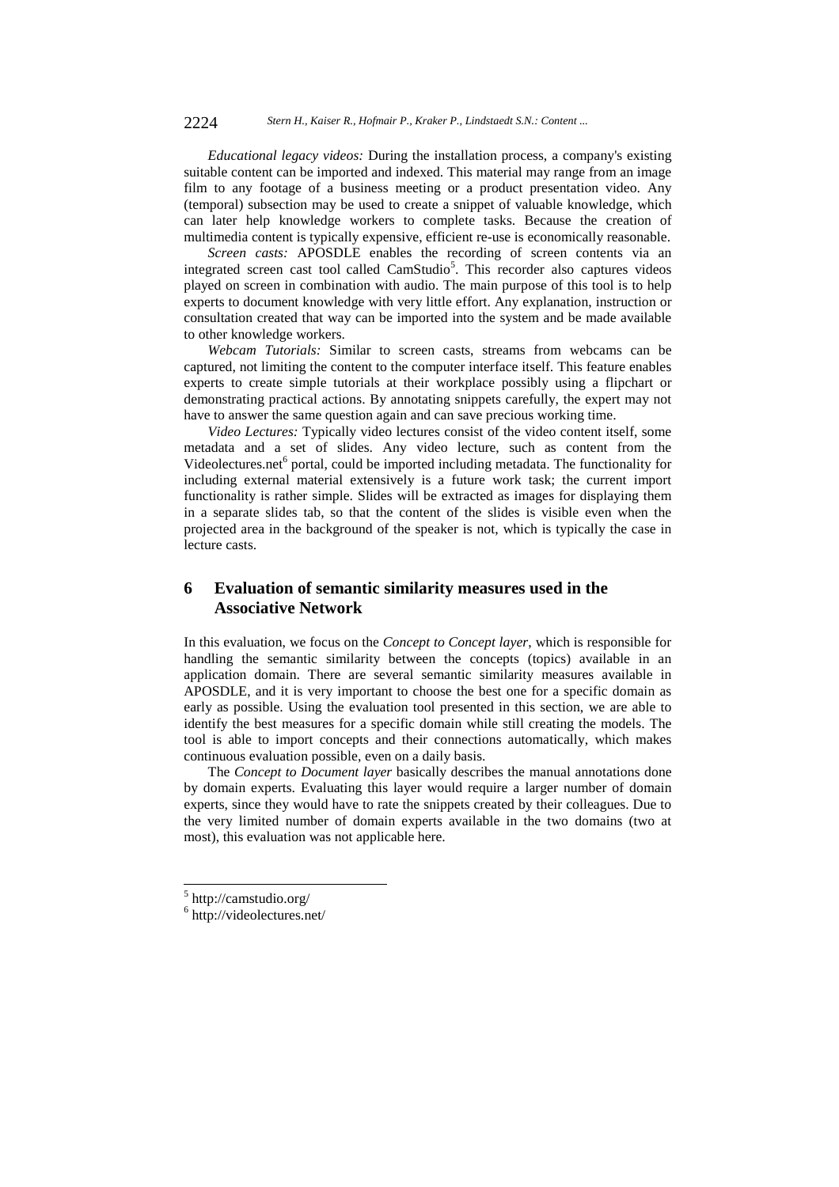*Educational legacy videos:* During the installation process, a company's existing suitable content can be imported and indexed. This material may range from an image film to any footage of a business meeting or a product presentation video. Any (temporal) subsection may be used to create a snippet of valuable knowledge, which can later help knowledge workers to complete tasks. Because the creation of multimedia content is typically expensive, efficient re-use is economically reasonable.

*Screen casts:* APOSDLE enables the recording of screen contents via an integrated screen cast tool called CamStudio[5]. This recorder also captures videos played on screen in combination with audio. The main purpose of this tool is to help experts to document knowledge with very little effort. Any explanation, instruction or consultation created that way can be imported into the system and be made available to other knowledge workers.

*Webcam Tutorials:* Similar to screen casts, streams from webcams can be captured, not limiting the content to the computer interface itself. This feature enables experts to create simple tutorials at their workplace possibly using a flipchart or demonstrating practical actions. By annotating snippets carefully, the expert may not have to answer the same question again and can save precious working time.

*Video Lectures:* Typically video lectures consist of the video content itself, some metadata and a set of slides. Any video lecture, such as content from the Videolectures.net[6] portal, could be imported including metadata. The functionality for including external material extensively is a future work task; the current import functionality is rather simple. Slides will be extracted as images for displaying them in a separate slides tab, so that the content of the slides is visible even when the projected area in the background of the speaker is not, which is typically the case in lecture casts.

## 6 Evaluation of semantic similarity measures used in the Associative Network

In this evaluation, we focus on the *Concept to Concept layer*, which is responsible for handling the semantic similarity between the concepts (topics) available in an application domain. There are several semantic similarity measures available in APOSDLE, and it is very important to choose the best one for a specific domain as early as possible. Using the evaluation tool presented in this section, we are able to identify the best measures for a specific domain while still creating the models. The tool is able to import concepts and their connections automatically, which makes continuous evaluation possible, even on a daily basis.

The *Concept to Document layer* basically describes the manual annotations done by domain experts. Evaluating this layer would require a larger number of domain experts, since they would have to rate the snippets created by their colleagues. Due to the very limited number of domain experts available in the two domains (two at most), this evaluation was not applicable here.

---

[5] http://camstudio.org/

[6] http://videolectures.net/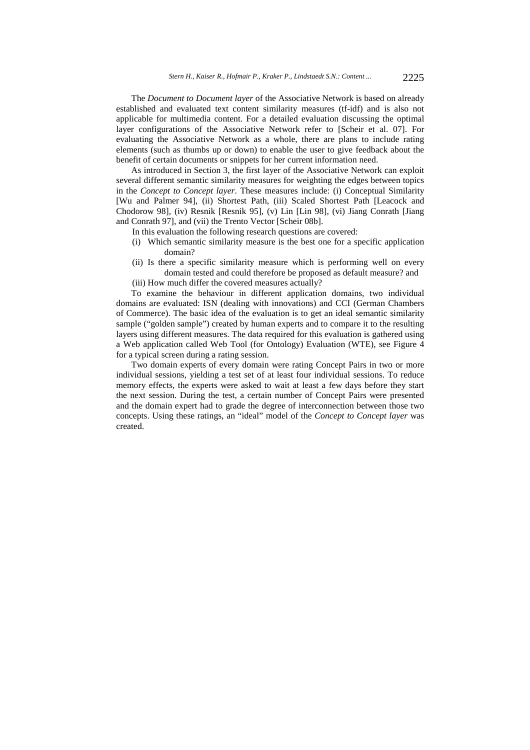The *Document to Document layer* of the Associative Network is based on already established and evaluated text content similarity measures (tf-idf) and is also not applicable for multimedia content. For a detailed evaluation discussing the optimal layer configurations of the Associative Network refer to [Scheir et al. 07]. For evaluating the Associative Network as a whole, there are plans to include rating elements (such as thumbs up or down) to enable the user to give feedback about the benefit of certain documents or snippets for her current information need.

As introduced in Section 3, the first layer of the Associative Network can exploit several different semantic similarity measures for weighting the edges between topics in the *Concept to Concept layer*. These measures include: (i) Conceptual Similarity [Wu and Palmer 94], (ii) Shortest Path, (iii) Scaled Shortest Path [Leacock and Chodorow 98], (iv) Resnik [Resnik 95], (v) Lin [Lin 98], (vi) Jiang Conrath [Jiang and Conrath 97], and (vii) the Trento Vector [Scheir 08b].

In this evaluation the following research questions are covered:

- (i) Which semantic similarity measure is the best one for a specific application domain?
- (ii) Is there a specific similarity measure which is performing well on every domain tested and could therefore be proposed as default measure? and
- (iii) How much differ the covered measures actually?

To examine the behaviour in different application domains, two individual domains are evaluated: ISN (dealing with innovations) and CCI (German Chambers of Commerce). The basic idea of the evaluation is to get an ideal semantic similarity sample ("golden sample") created by human experts and to compare it to the resulting layers using different measures. The data required for this evaluation is gathered using a Web application called Web Tool (for Ontology) Evaluation (WTE), see Figure 4 for a typical screen during a rating session.

Two domain experts of every domain were rating Concept Pairs in two or more individual sessions, yielding a test set of at least four individual sessions. To reduce memory effects, the experts were asked to wait at least a few days before they start the next session. During the test, a certain number of Concept Pairs were presented and the domain expert had to grade the degree of interconnection between those two concepts. Using these ratings, an "ideal" model of the *Concept to Concept layer* was created.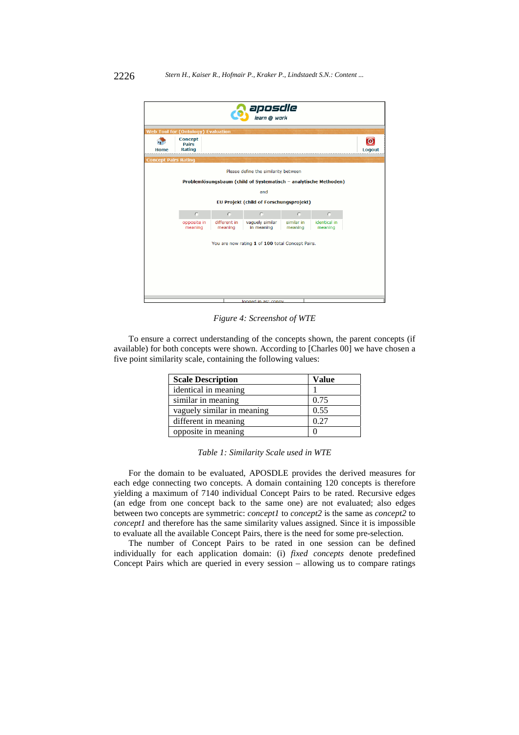*Figure 4: Screenshot of WTE*

To ensure a correct understanding of the concepts shown, the parent concepts (if available) for both concepts were shown. According to [Charles 00] we have chosen a five point similarity scale, containing the following values:

| Scale Description | Value |
|---|---|
| identical in meaning | 1 |
| similar in meaning | 0.75 |
| vaguely similar in meaning | 0.55 |
| different in meaning | 0.27 |
| opposite in meaning | 0 |

*Table 1: Similarity Scale used in WTE*

For the domain to be evaluated, APOSDLE provides the derived measures for each edge connecting two concepts. A domain containing 120 concepts is therefore yielding a maximum of 7140 individual Concept Pairs to be rated. Recursive edges (an edge from one concept back to the same one) are not evaluated; also edges between two concepts are symmetric: *concept1* to *concept2* is the same as *concept2* to *concept1* and therefore has the same similarity values assigned. Since it is impossible to evaluate all the available Concept Pairs, there is the need for some pre-selection.

The number of Concept Pairs to be rated in one session can be defined individually for each application domain: (i) *fixed concepts* denote predefined Concept Pairs which are queried in every session – allowing us to compare ratings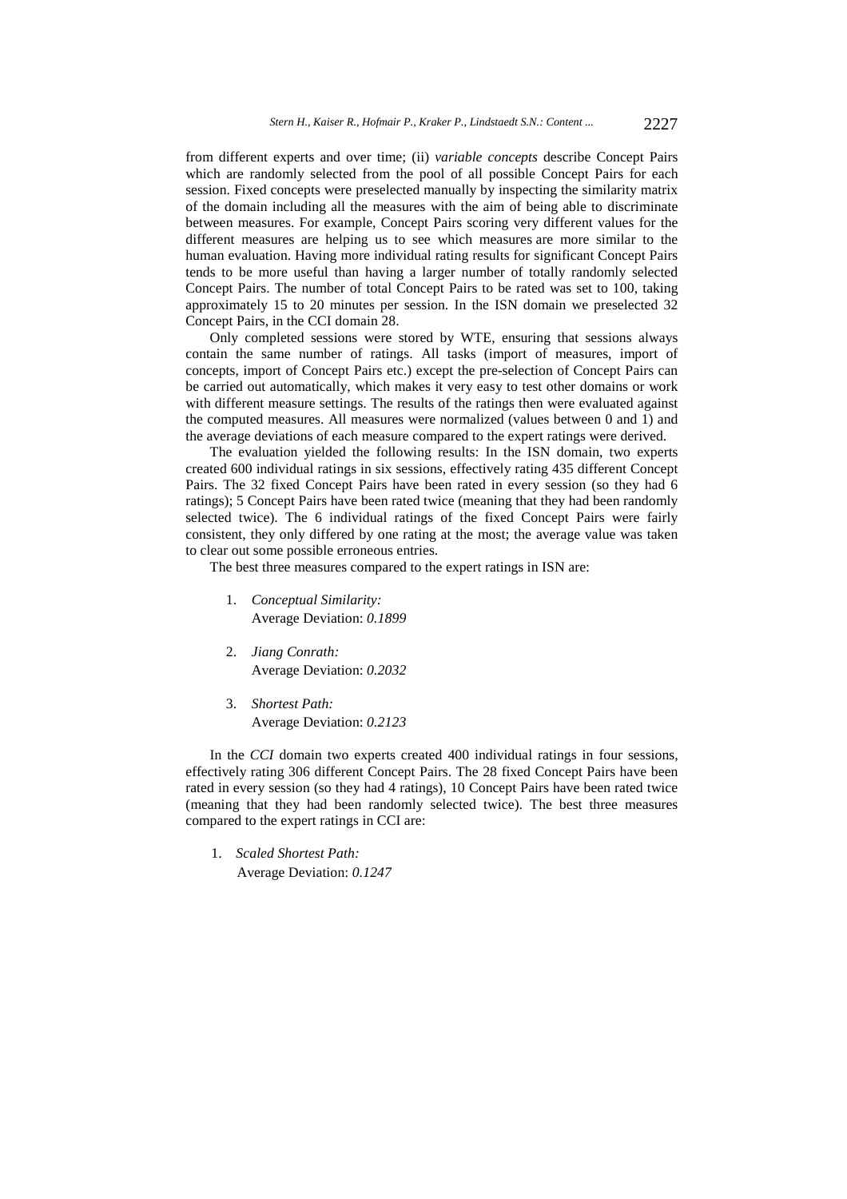from different experts and over time; (ii) *variable concepts* describe Concept Pairs which are randomly selected from the pool of all possible Concept Pairs for each session. Fixed concepts were preselected manually by inspecting the similarity matrix of the domain including all the measures with the aim of being able to discriminate between measures. For example, Concept Pairs scoring very different values for the different measures are helping us to see which measures are more similar to the human evaluation. Having more individual rating results for significant Concept Pairs tends to be more useful than having a larger number of totally randomly selected Concept Pairs. The number of total Concept Pairs to be rated was set to 100, taking approximately 15 to 20 minutes per session. In the ISN domain we preselected 32 Concept Pairs, in the CCI domain 28.

Only completed sessions were stored by WTE, ensuring that sessions always contain the same number of ratings. All tasks (import of measures, import of concepts, import of Concept Pairs etc.) except the pre-selection of Concept Pairs can be carried out automatically, which makes it very easy to test other domains or work with different measure settings. The results of the ratings then were evaluated against the computed measures. All measures were normalized (values between 0 and 1) and the average deviations of each measure compared to the expert ratings were derived.

The evaluation yielded the following results: In the ISN domain, two experts created 600 individual ratings in six sessions, effectively rating 435 different Concept Pairs. The 32 fixed Concept Pairs have been rated in every session (so they had 6 ratings); 5 Concept Pairs have been rated twice (meaning that they had been randomly selected twice). The 6 individual ratings of the fixed Concept Pairs were fairly consistent, they only differed by one rating at the most; the average value was taken to clear out some possible erroneous entries.

The best three measures compared to the expert ratings in ISN are:

1. *Conceptual Similarity:*
   Average Deviation: *0.1899*

2. *Jiang Conrath:*
   Average Deviation: *0.2032*

3. *Shortest Path:*
   Average Deviation: *0.2123*

In the *CCI* domain two experts created 400 individual ratings in four sessions, effectively rating 306 different Concept Pairs. The 28 fixed Concept Pairs have been rated in every session (so they had 4 ratings), 10 Concept Pairs have been rated twice (meaning that they had been randomly selected twice). The best three measures compared to the expert ratings in CCI are:

1. *Scaled Shortest Path:*
   Average Deviation: *0.1247*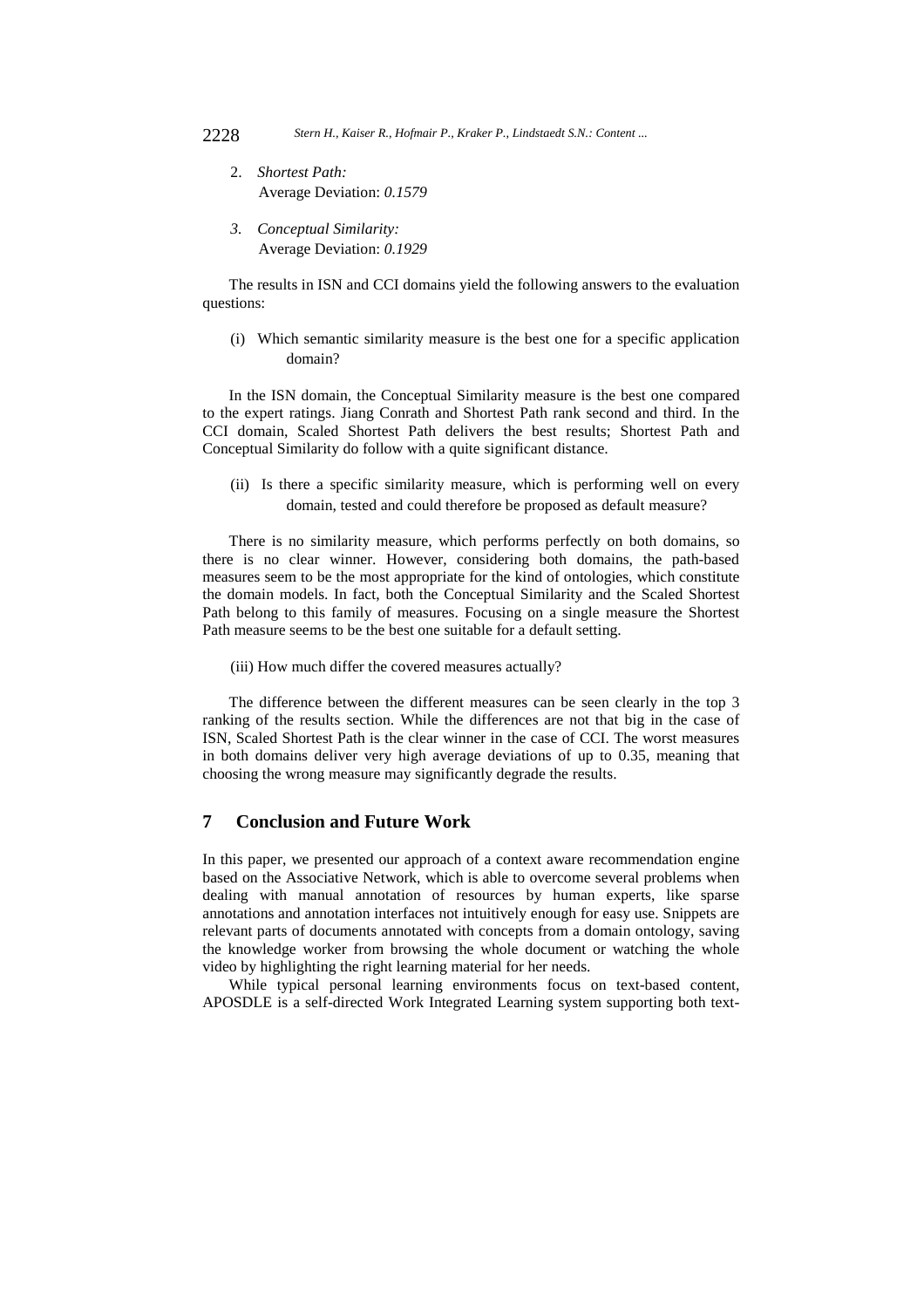2. *Shortest Path:*
   Average Deviation: *0.1579*

3. *Conceptual Similarity:*
   Average Deviation: *0.1929*

The results in ISN and CCI domains yield the following answers to the evaluation questions:

(i) Which semantic similarity measure is the best one for a specific application domain?

In the ISN domain, the Conceptual Similarity measure is the best one compared to the expert ratings. Jiang Conrath and Shortest Path rank second and third. In the CCI domain, Scaled Shortest Path delivers the best results; Shortest Path and Conceptual Similarity do follow with a quite significant distance.

(ii) Is there a specific similarity measure, which is performing well on every domain, tested and could therefore be proposed as default measure?

There is no similarity measure, which performs perfectly on both domains, so there is no clear winner. However, considering both domains, the path-based measures seem to be the most appropriate for the kind of ontologies, which constitute the domain models. In fact, both the Conceptual Similarity and the Scaled Shortest Path belong to this family of measures. Focusing on a single measure the Shortest Path measure seems to be the best one suitable for a default setting.

(iii) How much differ the covered measures actually?

The difference between the different measures can be seen clearly in the top 3 ranking of the results section. While the differences are not that big in the case of ISN, Scaled Shortest Path is the clear winner in the case of CCI. The worst measures in both domains deliver very high average deviations of up to 0.35, meaning that choosing the wrong measure may significantly degrade the results.

## 7 Conclusion and Future Work

In this paper, we presented our approach of a context aware recommendation engine based on the Associative Network, which is able to overcome several problems when dealing with manual annotation of resources by human experts, like sparse annotations and annotation interfaces not intuitively enough for easy use. Snippets are relevant parts of documents annotated with concepts from a domain ontology, saving the knowledge worker from browsing the whole document or watching the whole video by highlighting the right learning material for her needs.

While typical personal learning environments focus on text-based content, APOSDLE is a self-directed Work Integrated Learning system supporting both text-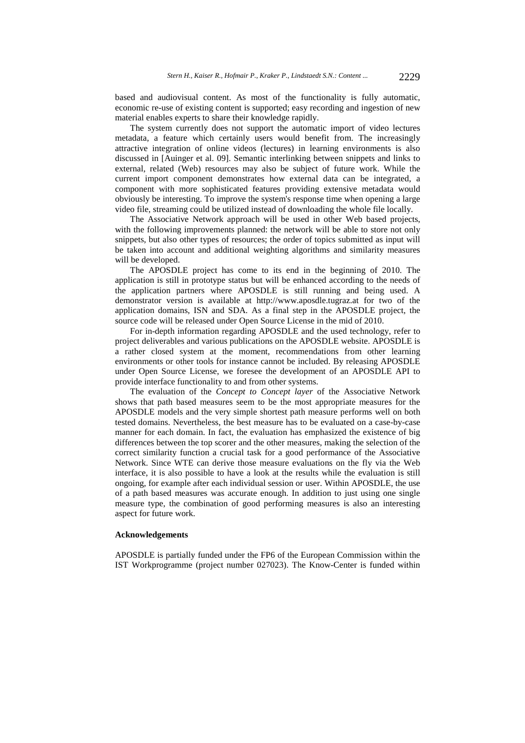based and audiovisual content. As most of the functionality is fully automatic, economic re-use of existing content is supported; easy recording and ingestion of new material enables experts to share their knowledge rapidly.

The system currently does not support the automatic import of video lectures metadata, a feature which certainly users would benefit from. The increasingly attractive integration of online videos (lectures) in learning environments is also discussed in [Auinger et al. 09]. Semantic interlinking between snippets and links to external, related (Web) resources may also be subject of future work. While the current import component demonstrates how external data can be integrated, a component with more sophisticated features providing extensive metadata would obviously be interesting. To improve the system's response time when opening a large video file, streaming could be utilized instead of downloading the whole file locally.

The Associative Network approach will be used in other Web based projects, with the following improvements planned: the network will be able to store not only snippets, but also other types of resources; the order of topics submitted as input will be taken into account and additional weighting algorithms and similarity measures will be developed.

The APOSDLE project has come to its end in the beginning of 2010. The application is still in prototype status but will be enhanced according to the needs of the application partners where APOSDLE is still running and being used. A demonstrator version is available at http://www.aposdle.tugraz.at for two of the application domains, ISN and SDA. As a final step in the APOSDLE project, the source code will be released under Open Source License in the mid of 2010.

For in-depth information regarding APOSDLE and the used technology, refer to project deliverables and various publications on the APOSDLE website. APOSDLE is a rather closed system at the moment, recommendations from other learning environments or other tools for instance cannot be included. By releasing APOSDLE under Open Source License, we foresee the development of an APOSDLE API to provide interface functionality to and from other systems.

The evaluation of the *Concept to Concept layer* of the Associative Network shows that path based measures seem to be the most appropriate measures for the APOSDLE models and the very simple shortest path measure performs well on both tested domains. Nevertheless, the best measure has to be evaluated on a case-by-case manner for each domain. In fact, the evaluation has emphasized the existence of big differences between the top scorer and the other measures, making the selection of the correct similarity function a crucial task for a good performance of the Associative Network. Since WTE can derive those measure evaluations on the fly via the Web interface, it is also possible to have a look at the results while the evaluation is still ongoing, for example after each individual session or user. Within APOSDLE, the use of a path based measures was accurate enough. In addition to just using one single measure type, the combination of good performing measures is also an interesting aspect for future work.

**Acknowledgements**

APOSDLE is partially funded under the FP6 of the European Commission within the IST Workprogramme (project number 027023). The Know-Center is funded within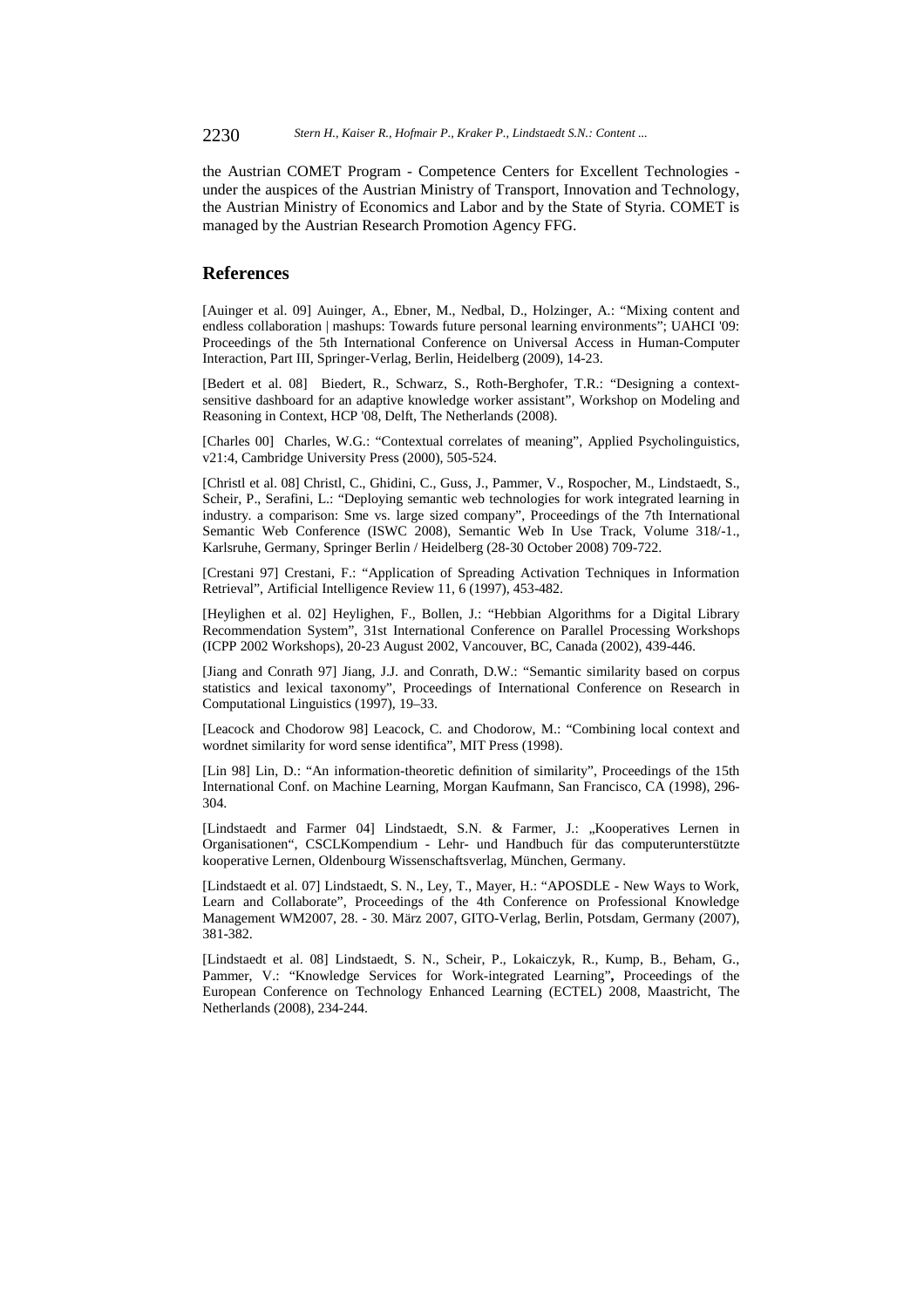the Austrian COMET Program - Competence Centers for Excellent Technologies - under the auspices of the Austrian Ministry of Transport, Innovation and Technology, the Austrian Ministry of Economics and Labor and by the State of Styria. COMET is managed by the Austrian Research Promotion Agency FFG.

## References

[Auinger et al. 09] Auinger, A., Ebner, M., Nedbal, D., Holzinger, A.: "Mixing content and endless collaboration | mashups: Towards future personal learning environments"; UAHCI '09: Proceedings of the 5th International Conference on Universal Access in Human-Computer Interaction, Part III, Springer-Verlag, Berlin, Heidelberg (2009), 14-23.

[Bedert et al. 08] Biedert, R., Schwarz, S., Roth-Berghofer, T.R.: "Designing a context-sensitive dashboard for an adaptive knowledge worker assistant", Workshop on Modeling and Reasoning in Context, HCP '08, Delft, The Netherlands (2008).

[Charles 00] Charles, W.G.: "Contextual correlates of meaning", Applied Psycholinguistics, v21:4, Cambridge University Press (2000), 505-524.

[Christl et al. 08] Christl, C., Ghidini, C., Guss, J., Pammer, V., Rospocher, M., Lindstaedt, S., Scheir, P., Serafini, L.: "Deploying semantic web technologies for work integrated learning in industry. a comparison: Sme vs. large sized company", Proceedings of the 7th International Semantic Web Conference (ISWC 2008), Semantic Web In Use Track, Volume 318/-1., Karlsruhe, Germany, Springer Berlin / Heidelberg (28-30 October 2008) 709-722.

[Crestani 97] Crestani, F.: "Application of Spreading Activation Techniques in Information Retrieval", Artificial Intelligence Review 11, 6 (1997), 453-482.

[Heylighen et al. 02] Heylighen, F., Bollen, J.: "Hebbian Algorithms for a Digital Library Recommendation System", 31st International Conference on Parallel Processing Workshops (ICPP 2002 Workshops), 20-23 August 2002, Vancouver, BC, Canada (2002), 439-446.

[Jiang and Conrath 97] Jiang, J.J. and Conrath, D.W.: "Semantic similarity based on corpus statistics and lexical taxonomy", Proceedings of International Conference on Research in Computational Linguistics (1997), 19–33.

[Leacock and Chodorow 98] Leacock, C. and Chodorow, M.: "Combining local context and wordnet similarity for word sense identifica", MIT Press (1998).

[Lin 98] Lin, D.: "An information-theoretic definition of similarity", Proceedings of the 15th International Conf. on Machine Learning, Morgan Kaufmann, San Francisco, CA (1998), 296-304.

[Lindstaedt and Farmer 04] Lindstaedt, S.N. & Farmer, J.: „Kooperatives Lernen in Organisationen“, CSCLKompendium - Lehr- und Handbuch für das computerunterstützte kooperative Lernen, Oldenbourg Wissenschaftsverlag, München, Germany.

[Lindstaedt et al. 07] Lindstaedt, S. N., Ley, T., Mayer, H.: "APOSDLE - New Ways to Work, Learn and Collaborate", Proceedings of the 4th Conference on Professional Knowledge Management WM2007, 28. - 30. März 2007, GITO-Verlag, Berlin, Potsdam, Germany (2007), 381-382.

[Lindstaedt et al. 08] Lindstaedt, S. N., Scheir, P., Lokaiczyk, R., Kump, B., Beham, G., Pammer, V.: "Knowledge Services for Work-integrated Learning"**,** Proceedings of the European Conference on Technology Enhanced Learning (ECTEL) 2008, Maastricht, The Netherlands (2008), 234-244.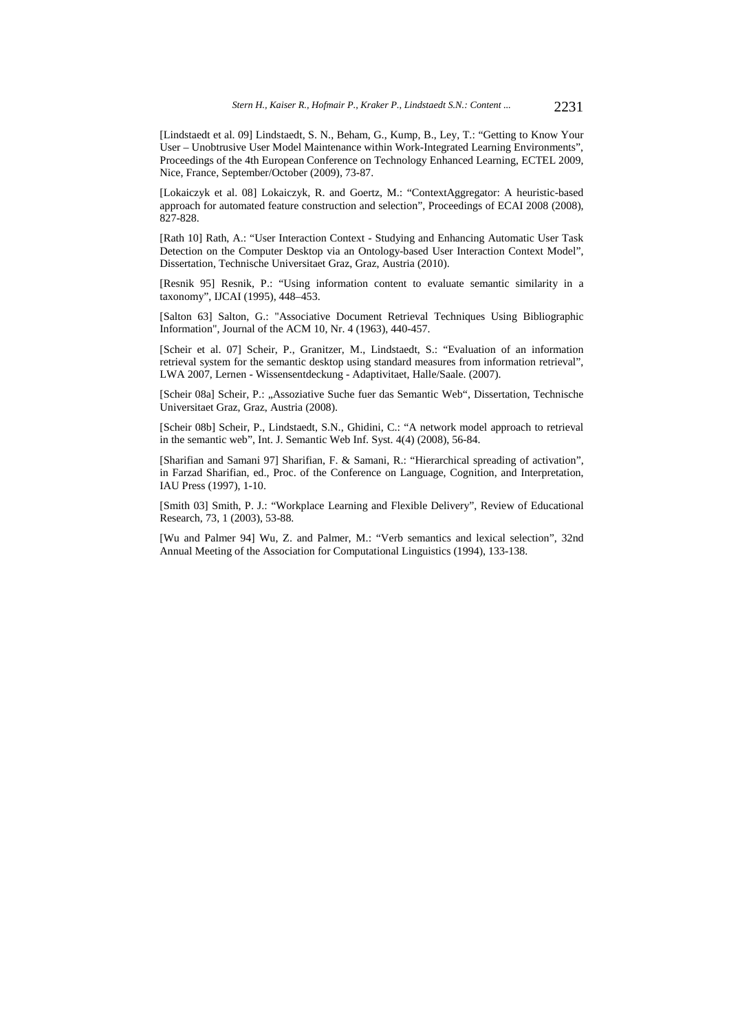[Lindstaedt et al. 09] Lindstaedt, S. N., Beham, G., Kump, B., Ley, T.: "Getting to Know Your User – Unobtrusive User Model Maintenance within Work-Integrated Learning Environments", Proceedings of the 4th European Conference on Technology Enhanced Learning, ECTEL 2009, Nice, France, September/October (2009), 73-87.

[Lokaiczyk et al. 08] Lokaiczyk, R. and Goertz, M.: "ContextAggregator: A heuristic-based approach for automated feature construction and selection", Proceedings of ECAI 2008 (2008), 827-828.

[Rath 10] Rath, A.: "User Interaction Context - Studying and Enhancing Automatic User Task Detection on the Computer Desktop via an Ontology-based User Interaction Context Model", Dissertation, Technische Universitaet Graz, Graz, Austria (2010).

[Resnik 95] Resnik, P.: "Using information content to evaluate semantic similarity in a taxonomy", IJCAI (1995), 448–453.

[Salton 63] Salton, G.: "Associative Document Retrieval Techniques Using Bibliographic Information", Journal of the ACM 10, Nr. 4 (1963), 440-457.

[Scheir et al. 07] Scheir, P., Granitzer, M., Lindstaedt, S.: "Evaluation of an information retrieval system for the semantic desktop using standard measures from information retrieval", LWA 2007, Lernen - Wissensentdeckung - Adaptivitaet, Halle/Saale. (2007).

[Scheir 08a] Scheir, P.: „Assoziative Suche fuer das Semantic Web", Dissertation, Technische Universitaet Graz, Graz, Austria (2008).

[Scheir 08b] Scheir, P., Lindstaedt, S.N., Ghidini, C.: "A network model approach to retrieval in the semantic web", Int. J. Semantic Web Inf. Syst. 4(4) (2008), 56-84.

[Sharifian and Samani 97] Sharifian, F. & Samani, R.: "Hierarchical spreading of activation", in Farzad Sharifian, ed., Proc. of the Conference on Language, Cognition, and Interpretation, IAU Press (1997), 1-10.

[Smith 03] Smith, P. J.: "Workplace Learning and Flexible Delivery", Review of Educational Research, 73, 1 (2003), 53-88.

[Wu and Palmer 94] Wu, Z. and Palmer, M.: "Verb semantics and lexical selection", 32nd Annual Meeting of the Association for Computational Linguistics (1994), 133-138.